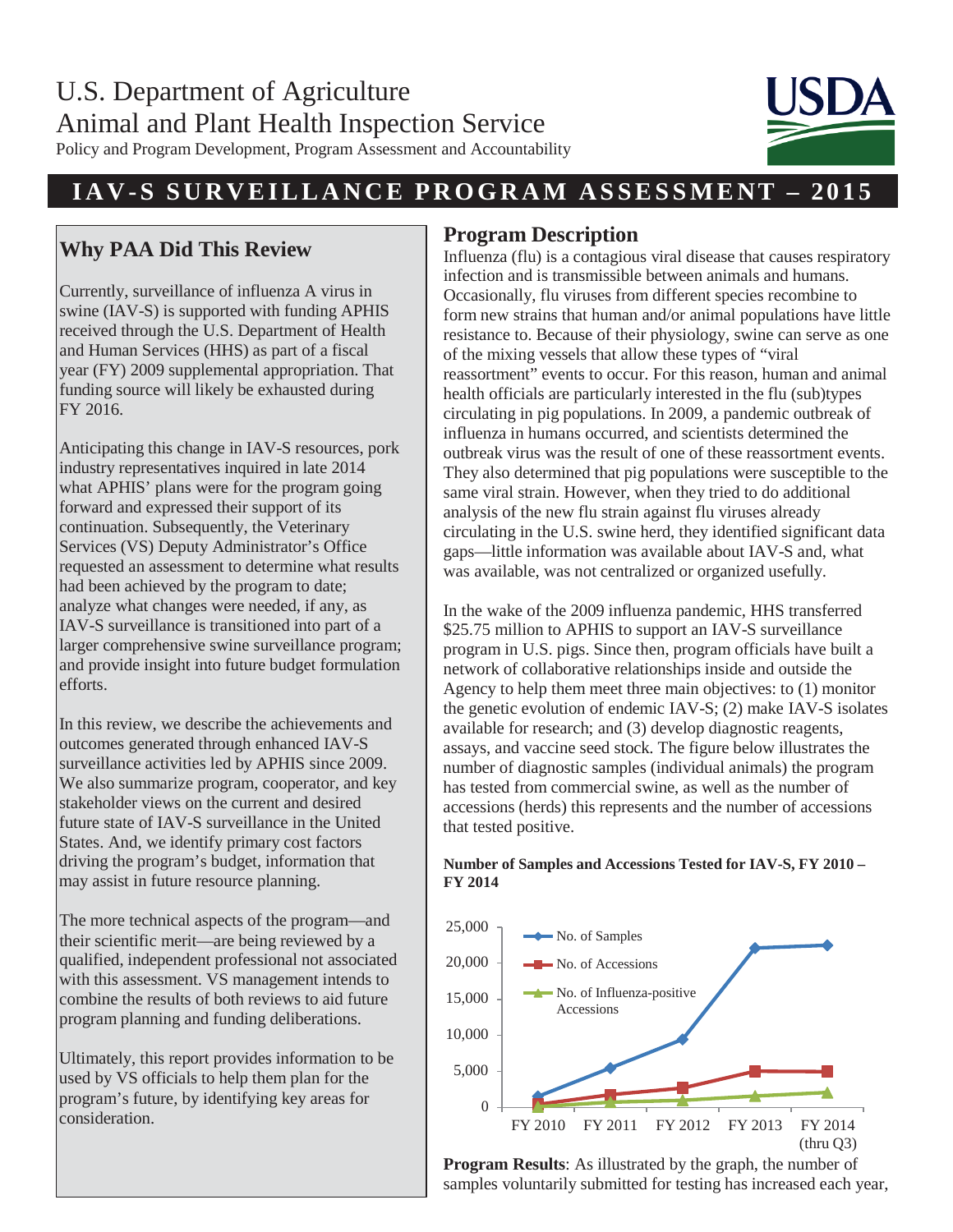# U.S. Department of Agriculture
# Animal and Plant Health Inspection Service

Policy and Program Development, Program Assessment and Accountability

## IAV-S SURVEILLANCE PROGRAM ASSESSMENT – 2015

### Why PAA Did This Review

Currently, surveillance of influenza A virus in swine (IAV-S) is supported with funding APHIS received through the U.S. Department of Health and Human Services (HHS) as part of a fiscal year (FY) 2009 supplemental appropriation. That funding source will likely be exhausted during FY 2016.

Anticipating this change in IAV-S resources, pork industry representatives inquired in late 2014 what APHIS' plans were for the program going forward and expressed their support of its continuation. Subsequently, the Veterinary Services (VS) Deputy Administrator's Office requested an assessment to determine what results had been achieved by the program to date; analyze what changes were needed, if any, as IAV-S surveillance is transitioned into part of a larger comprehensive swine surveillance program; and provide insight into future budget formulation efforts.

In this review, we describe the achievements and outcomes generated through enhanced IAV-S surveillance activities led by APHIS since 2009. We also summarize program, cooperator, and key stakeholder views on the current and desired future state of IAV-S surveillance in the United States. And, we identify primary cost factors driving the program's budget, information that may assist in future resource planning.

The more technical aspects of the program—and their scientific merit—are being reviewed by a qualified, independent professional not associated with this assessment. VS management intends to combine the results of both reviews to aid future program planning and funding deliberations.

Ultimately, this report provides information to be used by VS officials to help them plan for the program's future, by identifying key areas for consideration.

### Program Description

Influenza (flu) is a contagious viral disease that causes respiratory infection and is transmissible between animals and humans. Occasionally, flu viruses from different species recombine to form new strains that human and/or animal populations have little resistance to. Because of their physiology, swine can serve as one of the mixing vessels that allow these types of "viral reassortment" events to occur. For this reason, human and animal health officials are particularly interested in the flu (sub)types circulating in pig populations. In 2009, a pandemic outbreak of influenza in humans occurred, and scientists determined the outbreak virus was the result of one of these reassortment events. They also determined that pig populations were susceptible to the same viral strain. However, when they tried to do additional analysis of the new flu strain against flu viruses already circulating in the U.S. swine herd, they identified significant data gaps—little information was available about IAV-S and, what was available, was not centralized or organized usefully.

In the wake of the 2009 influenza pandemic, HHS transferred \$25.75 million to APHIS to support an IAV-S surveillance program in U.S. pigs. Since then, program officials have built a network of collaborative relationships inside and outside the Agency to help them meet three main objectives: to (1) monitor the genetic evolution of endemic IAV-S; (2) make IAV-S isolates available for research; and (3) develop diagnostic reagents, assays, and vaccine seed stock. The figure below illustrates the number of diagnostic samples (individual animals) the program has tested from commercial swine, as well as the number of accessions (herds) this represents and the number of accessions that tested positive.

**Number of Samples and Accessions Tested for IAV-S, FY 2010 – FY 2014**

| | FY 2010 | FY 2011 | FY 2012 | FY 2013 | FY 2014 (thru Q3) |
|---|---|---|---|---|---|
| No. of Samples | ~1,500 | ~5,400 | ~9,400 | ~22,000 | ~22,400 |
| No. of Accessions | ~400 | ~1,700 | ~2,600 | ~5,000 | ~4,900 |
| No. of Influenza-positive Accessions | ~100 | ~700 | ~900 | ~1,500 | ~2,000 |

**Program Results**: As illustrated by the graph, the number of samples voluntarily submitted for testing has increased each year,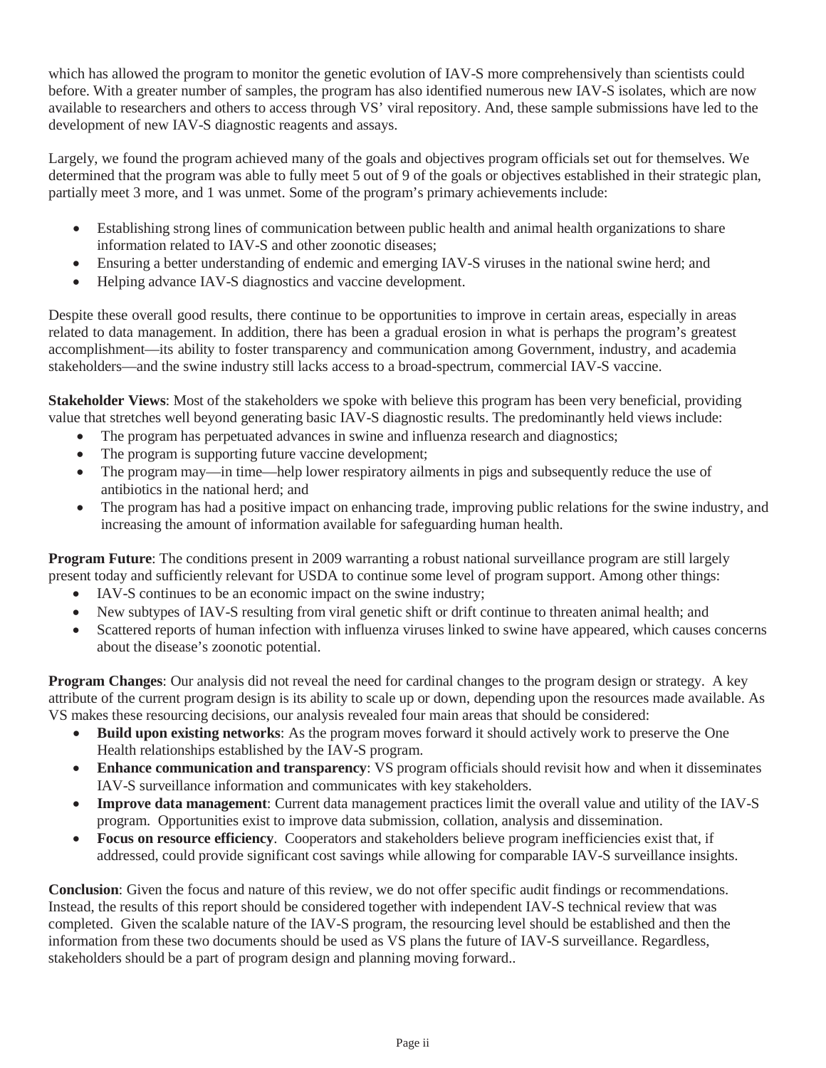which has allowed the program to monitor the genetic evolution of IAV-S more comprehensively than scientists could before. With a greater number of samples, the program has also identified numerous new IAV-S isolates, which are now available to researchers and others to access through VS' viral repository. And, these sample submissions have led to the development of new IAV-S diagnostic reagents and assays.

Largely, we found the program achieved many of the goals and objectives program officials set out for themselves. We determined that the program was able to fully meet 5 out of 9 of the goals or objectives established in their strategic plan, partially meet 3 more, and 1 was unmet. Some of the program's primary achievements include:

- Establishing strong lines of communication between public health and animal health organizations to share information related to IAV-S and other zoonotic diseases;
- Ensuring a better understanding of endemic and emerging IAV-S viruses in the national swine herd; and
- Helping advance IAV-S diagnostics and vaccine development.

Despite these overall good results, there continue to be opportunities to improve in certain areas, especially in areas related to data management. In addition, there has been a gradual erosion in what is perhaps the program's greatest accomplishment—its ability to foster transparency and communication among Government, industry, and academia stakeholders—and the swine industry still lacks access to a broad-spectrum, commercial IAV-S vaccine.

**Stakeholder Views**: Most of the stakeholders we spoke with believe this program has been very beneficial, providing value that stretches well beyond generating basic IAV-S diagnostic results. The predominantly held views include:

- The program has perpetuated advances in swine and influenza research and diagnostics;
- The program is supporting future vaccine development;
- The program may—in time—help lower respiratory ailments in pigs and subsequently reduce the use of antibiotics in the national herd; and
- The program has had a positive impact on enhancing trade, improving public relations for the swine industry, and increasing the amount of information available for safeguarding human health.

**Program Future**: The conditions present in 2009 warranting a robust national surveillance program are still largely present today and sufficiently relevant for USDA to continue some level of program support. Among other things:

- IAV-S continues to be an economic impact on the swine industry;
- New subtypes of IAV-S resulting from viral genetic shift or drift continue to threaten animal health; and
- Scattered reports of human infection with influenza viruses linked to swine have appeared, which causes concerns about the disease's zoonotic potential.

**Program Changes**: Our analysis did not reveal the need for cardinal changes to the program design or strategy. A key attribute of the current program design is its ability to scale up or down, depending upon the resources made available. As VS makes these resourcing decisions, our analysis revealed four main areas that should be considered:

- **Build upon existing networks**: As the program moves forward it should actively work to preserve the One Health relationships established by the IAV-S program.
- **Enhance communication and transparency**: VS program officials should revisit how and when it disseminates IAV-S surveillance information and communicates with key stakeholders.
- **Improve data management**: Current data management practices limit the overall value and utility of the IAV-S program. Opportunities exist to improve data submission, collation, analysis and dissemination.
- **Focus on resource efficiency**. Cooperators and stakeholders believe program inefficiencies exist that, if addressed, could provide significant cost savings while allowing for comparable IAV-S surveillance insights.

**Conclusion**: Given the focus and nature of this review, we do not offer specific audit findings or recommendations. Instead, the results of this report should be considered together with independent IAV-S technical review that was completed. Given the scalable nature of the IAV-S program, the resourcing level should be established and then the information from these two documents should be used as VS plans the future of IAV-S surveillance. Regardless, stakeholders should be a part of program design and planning moving forward..